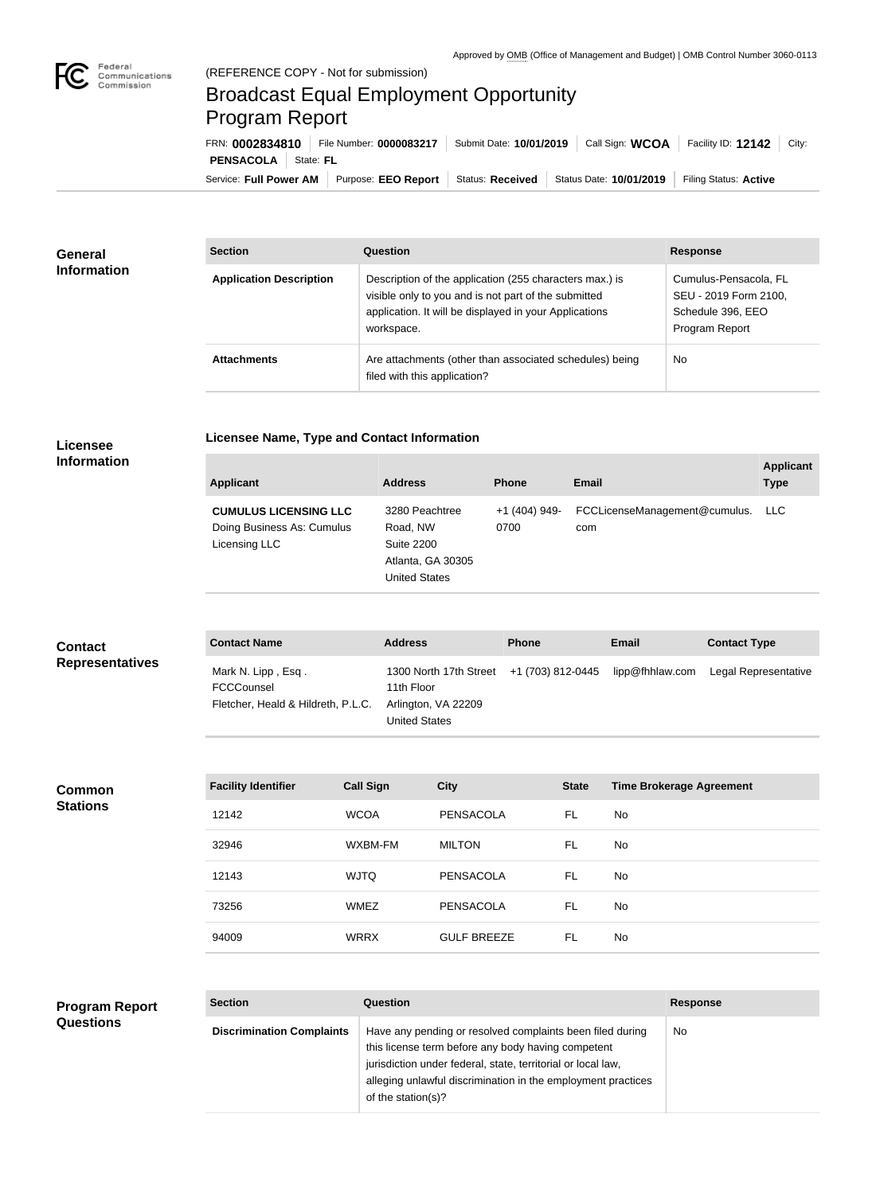Approved by OMB (Office of Management and Budget) | OMB Control Number 3060-0113

(REFERENCE COPY - Not for submission)

# Broadcast Equal Employment Opportunity Program Report

FRN: **0002834810** | File Number: **0000083217** | Submit Date: **10/01/2019** | Call Sign: **WCOA** | Facility ID: **12142** | City: **PENSACOLA** | State: **FL**

Service: **Full Power AM** | Purpose: **EEO Report** | Status: **Received** | Status Date: **10/01/2019** | Filing Status: **Active**

## General Information

| Section | Question | Response |
| --- | --- | --- |
| **Application Description** | Description of the application (255 characters max.) is visible only to you and is not part of the submitted application. It will be displayed in your Applications workspace. | Cumulus-Pensacola, FL SEU - 2019 Form 2100, Schedule 396, EEO Program Report |
| **Attachments** | Are attachments (other than associated schedules) being filed with this application? | No |

## Licensee Information

### Licensee Name, Type and Contact Information

| Applicant | Address | Phone | Email | Applicant Type |
| --- | --- | --- | --- | --- |
| **CUMULUS LICENSING LLC** Doing Business As: Cumulus Licensing LLC | 3280 Peachtree Road, NW Suite 2200 Atlanta, GA 30305 United States | +1 (404) 949-0700 | FCCLicenseManagement@cumulus.com | LLC |

## Contact Representatives

| Contact Name | Address | Phone | Email | Contact Type |
| --- | --- | --- | --- | --- |
| Mark N. Lipp , Esq . FCCCounsel Fletcher, Heald & Hildreth, P.L.C. | 1300 North 17th Street 11th Floor Arlington, VA 22209 United States | +1 (703) 812-0445 | lipp@fhhlaw.com | Legal Representative |

## Common Stations

| Facility Identifier | Call Sign | City | State | Time Brokerage Agreement |
| --- | --- | --- | --- | --- |
| 12142 | WCOA | PENSACOLA | FL | No |
| 32946 | WXBM-FM | MILTON | FL | No |
| 12143 | WJTQ | PENSACOLA | FL | No |
| 73256 | WMEZ | PENSACOLA | FL | No |
| 94009 | WRRX | GULF BREEZE | FL | No |

## Program Report Questions

| Section | Question | Response |
| --- | --- | --- |
| **Discrimination Complaints** | Have any pending or resolved complaints been filed during this license term before any body having competent jurisdiction under federal, state, territorial or local law, alleging unlawful discrimination in the employment practices of the station(s)? | No |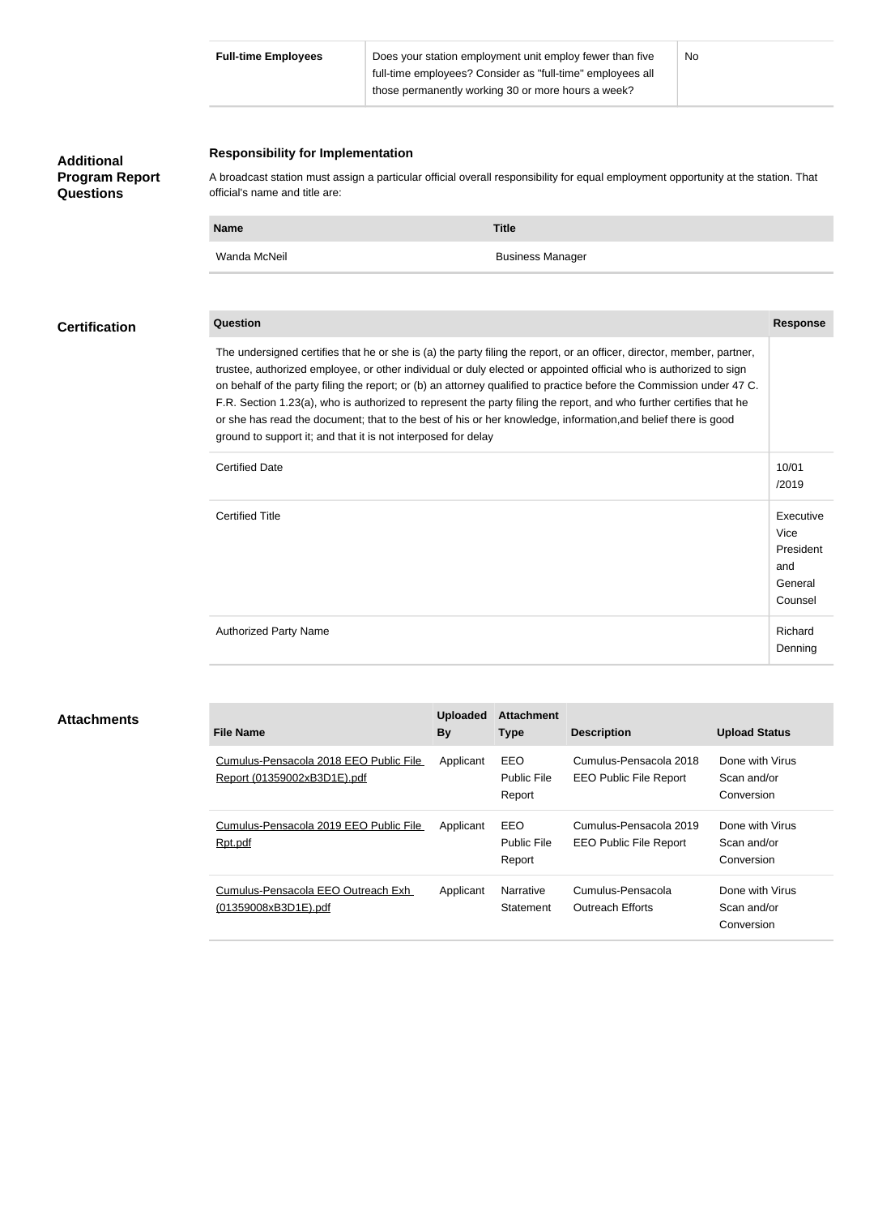| | | |
|---|---|---|
| **Full-time Employees** | Does your station employment unit employ fewer than five full-time employees? Consider as "full-time" employees all those permanently working 30 or more hours a week? | No |

## Additional Program Report Questions

### Responsibility for Implementation

A broadcast station must assign a particular official overall responsibility for equal employment opportunity at the station. That official's name and title are:

| Name | Title |
|---|---|
| Wanda McNeil | Business Manager |

## Certification

| Question | Response |
|---|---|
| The undersigned certifies that he or she is (a) the party filing the report, or an officer, director, member, partner, trustee, authorized employee, or other individual or duly elected or appointed official who is authorized to sign on behalf of the party filing the report; or (b) an attorney qualified to practice before the Commission under 47 C. F.R. Section 1.23(a), who is authorized to represent the party filing the report, and who further certifies that he or she has read the document; that to the best of his or her knowledge, information,and belief there is good ground to support it; and that it is not interposed for delay | |
| Certified Date | 10/01/2019 |
| Certified Title | Executive Vice President and General Counsel |
| Authorized Party Name | Richard Denning |

## Attachments

| File Name | Uploaded By | Attachment Type | Description | Upload Status |
|---|---|---|---|---|
| Cumulus-Pensacola 2018 EEO Public File Report (01359002xB3D1E).pdf | Applicant | EEO Public File Report | Cumulus-Pensacola 2018 EEO Public File Report | Done with Virus Scan and/or Conversion |
| Cumulus-Pensacola 2019 EEO Public File Rpt.pdf | Applicant | EEO Public File Report | Cumulus-Pensacola 2019 EEO Public File Report | Done with Virus Scan and/or Conversion |
| Cumulus-Pensacola EEO Outreach Exh (01359008xB3D1E).pdf | Applicant | Narrative Statement | Cumulus-Pensacola Outreach Efforts | Done with Virus Scan and/or Conversion |